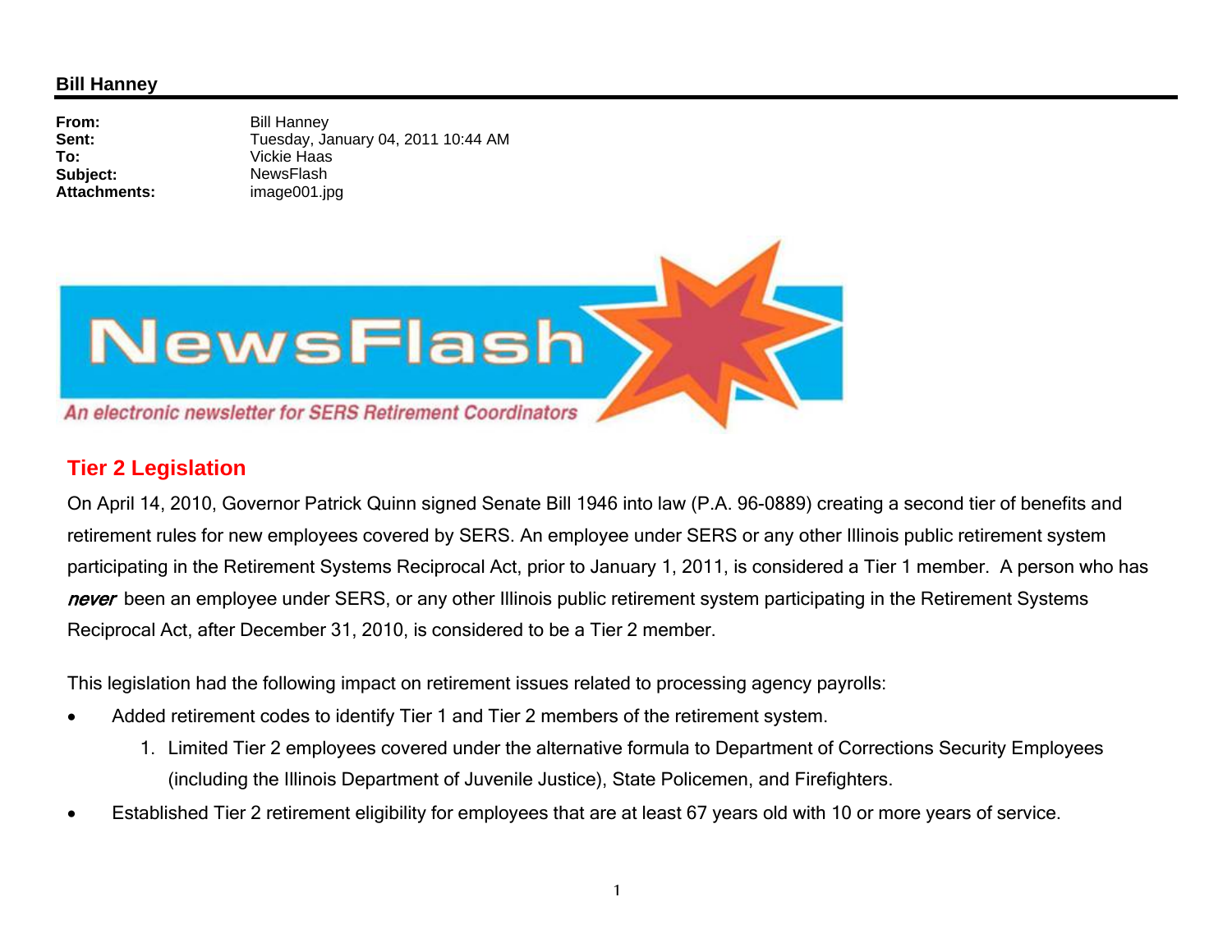**Bill Hanney**

**From:** Bill Hanney
**Sent:** Tuesday, January 04, 2011 10:44 AM
**To:** Vickie Haas
**Subject:** NewsFlash
**Attachments:** image001.jpg

# NewsFlash

*An electronic newsletter for SERS Retirement Coordinators*

## Tier 2 Legislation

On April 14, 2010, Governor Patrick Quinn signed Senate Bill 1946 into law (P.A. 96-0889) creating a second tier of benefits and retirement rules for new employees covered by SERS. An employee under SERS or any other Illinois public retirement system participating in the Retirement Systems Reciprocal Act, prior to January 1, 2011, is considered a Tier 1 member. A person who has ***never*** been an employee under SERS, or any other Illinois public retirement system participating in the Retirement Systems Reciprocal Act, after December 31, 2010, is considered to be a Tier 2 member.

This legislation had the following impact on retirement issues related to processing agency payrolls:

- Added retirement codes to identify Tier 1 and Tier 2 members of the retirement system.
    1. Limited Tier 2 employees covered under the alternative formula to Department of Corrections Security Employees (including the Illinois Department of Juvenile Justice), State Policemen, and Firefighters.
- Established Tier 2 retirement eligibility for employees that are at least 67 years old with 10 or more years of service.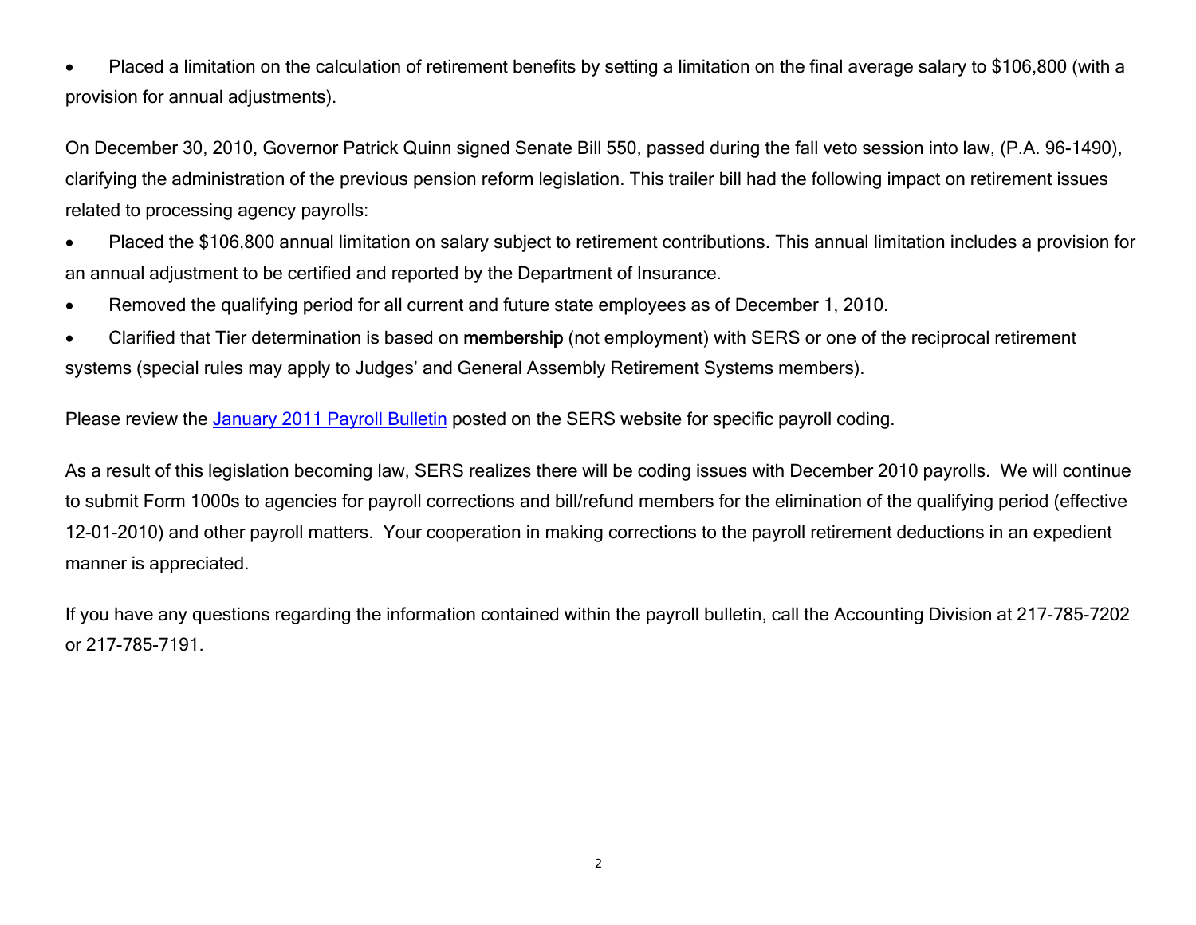- Placed a limitation on the calculation of retirement benefits by setting a limitation on the final average salary to $106,800 (with a provision for annual adjustments).

On December 30, 2010, Governor Patrick Quinn signed Senate Bill 550, passed during the fall veto session into law, (P.A. 96-1490), clarifying the administration of the previous pension reform legislation. This trailer bill had the following impact on retirement issues related to processing agency payrolls:

- Placed the $106,800 annual limitation on salary subject to retirement contributions. This annual limitation includes a provision for an annual adjustment to be certified and reported by the Department of Insurance.
- Removed the qualifying period for all current and future state employees as of December 1, 2010.
- Clarified that Tier determination is based on **membership** (not employment) with SERS or one of the reciprocal retirement systems (special rules may apply to Judges' and General Assembly Retirement Systems members).

Please review the January 2011 Payroll Bulletin posted on the SERS website for specific payroll coding.

As a result of this legislation becoming law, SERS realizes there will be coding issues with December 2010 payrolls. We will continue to submit Form 1000s to agencies for payroll corrections and bill/refund members for the elimination of the qualifying period (effective 12-01-2010) and other payroll matters. Your cooperation in making corrections to the payroll retirement deductions in an expedient manner is appreciated.

If you have any questions regarding the information contained within the payroll bulletin, call the Accounting Division at 217-785-7202 or 217-785-7191.